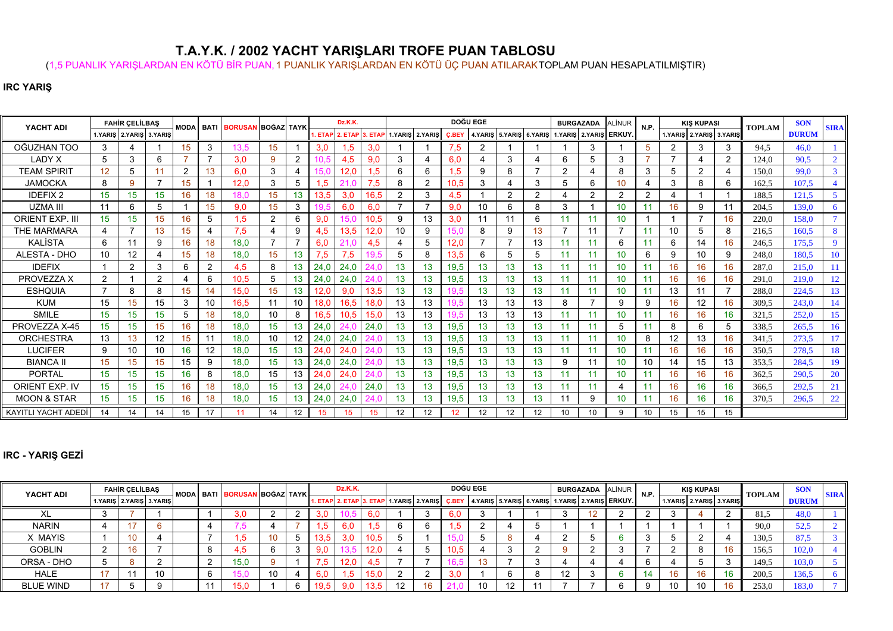# T.A.Y.K. / 2002 YACHT YARIŞLARI TROFE PUAN TABLOSU

(1,5 PUANLIK YARIŞLARDAN EN KÖTÜ BİR PUAN, 1 PUANLIK YARIŞLARDAN EN KÖTÜ ÜÇ PUAN ATILARAK TOPLAM PUAN HESAPLATILMIŞTIR)

## IRC YARIŞ

| YACHT ADI | FAHİR ÇELİLBAŞ | | | MODA | BATI | BORUSAN | BOĞAZ | TAYK | Dz.K.K. | | | DOĞU EGE | | | | | | BURGAZADA | | ALİNUR | N.P. | KIŞ KUPASI | | | TOPLAM | SON | SIRA |
|---|---|---|---|---|---|---|---|---|---|---|---|---|---|---|---|---|---|---|---|---|---|---|---|---|---|---|---|
| | 1.YARIŞ | 2.YARIŞ | 3.YARIŞ | | | | | | 1. ETAP | 2. ETAP | 3. ETAP | 1.YARIŞ | 2.YARIŞ | Ç.BEY | 4.YARIŞ | 5.YARIŞ | 6.YARIŞ | 1.YARIŞ | 2.YARIŞ | ERKUY. | | 1.YARIŞ | 2.YARIŞ | 3.YARIŞ | | DURUM | |
| OĞUZHAN TOO | 3 | 4 | 1 | 15 | 3 | 13,5 | 15 | 1 | 3,0 | 1,5 | 3,0 | 1 | 1 | 7,5 | 2 | 1 | 1 | 1 | 3 | 1 | 5 | 2 | 3 | 3 | 94,5 | 46,0 | 1 |
| LADY X | 5 | 3 | 6 | 7 | 7 | 3,0 | 9 | 2 | 10,5 | 4,5 | 9,0 | 3 | 4 | 6,0 | 4 | 3 | 4 | 6 | 5 | 3 | 7 | 7 | 4 | 2 | 124,0 | 90,5 | 2 |
| TEAM SPIRIT | 12 | 5 | 11 | 2 | 13 | 6,0 | 3 | 4 | 15,0 | 12,0 | 1,5 | 6 | 6 | 1,5 | 9 | 8 | 7 | 2 | 4 | 8 | 3 | 5 | 2 | 4 | 150,0 | 99,0 | 3 |
| JAMOCKA | 8 | 9 | 7 | 15 | 1 | 12,0 | 3 | 5 | 1,5 | 21,0 | 7,5 | 8 | 2 | 10,5 | 3 | 4 | 3 | 5 | 6 | 10 | 4 | 3 | 8 | 6 | 162,5 | 107,5 | 4 |
| IDEFIX 2 | 15 | 15 | 15 | 16 | 18 | 18,0 | 15 | 13 | 13,5 | 3,0 | 16,5 | 2 | 3 | 4,5 | 1 | 2 | 2 | 4 | 2 | 2 | 2 | 4 | 1 | 1 | 188,5 | 121,5 | 5 |
| UZMA III | 11 | 6 | 5 | 1 | 15 | 9,0 | 15 | 3 | 19,5 | 6,0 | 6,0 | 7 | 7 | 9,0 | 10 | 6 | 8 | 3 | 1 | 10 | 11 | 16 | 9 | 11 | 204,5 | 139,0 | 6 |
| ORIENT EXP. III | 15 | 15 | 15 | 16 | 5 | 1,5 | 2 | 6 | 9,0 | 15,0 | 10,5 | 9 | 13 | 3,0 | 11 | 11 | 6 | 11 | 11 | 10 | 1 | 1 | 7 | 16 | 220,0 | 158,0 | 7 |
| THE MARMARA | 4 | 7 | 13 | 15 | 4 | 7,5 | 4 | 9 | 4,5 | 13,5 | 12,0 | 10 | 9 | 15,0 | 8 | 9 | 13 | 7 | 11 | 7 | 11 | 10 | 5 | 8 | 216,5 | 160,5 | 8 |
| KALİSTA | 6 | 11 | 9 | 16 | 18 | 18,0 | 7 | 7 | 6,0 | 21,0 | 4,5 | 4 | 5 | 12,0 | 7 | 7 | 13 | 11 | 11 | 6 | 11 | 6 | 14 | 16 | 246,5 | 175,5 | 9 |
| ALESTA - DHO | 10 | 12 | 4 | 15 | 18 | 18,0 | 15 | 13 | 7,5 | 7,5 | 19,5 | 5 | 8 | 13,5 | 6 | 5 | 5 | 11 | 11 | 10 | 6 | 9 | 10 | 9 | 248,0 | 180,5 | 10 |
| IDEFIX | 1 | 2 | 3 | 6 | 2 | 4,5 | 8 | 13 | 24,0 | 24,0 | 24,0 | 13 | 13 | 19,5 | 13 | 13 | 13 | 11 | 11 | 10 | 11 | 16 | 16 | 16 | 287,0 | 215,0 | 11 |
| PROVEZZA X | 2 | 1 | 2 | 4 | 6 | 10,5 | 5 | 13 | 24,0 | 24,0 | 24,0 | 13 | 13 | 19,5 | 13 | 13 | 13 | 11 | 11 | 10 | 11 | 16 | 16 | 16 | 291,0 | 219,0 | 12 |
| ESHQUIA | 7 | 8 | 8 | 15 | 14 | 15,0 | 15 | 13 | 12,0 | 9,0 | 13,5 | 13 | 13 | 19,5 | 13 | 13 | 13 | 11 | 11 | 10 | 11 | 13 | 11 | 7 | 288,0 | 224,5 | 13 |
| KUM | 15 | 15 | 15 | 3 | 10 | 16,5 | 11 | 10 | 18,0 | 16,5 | 18,0 | 13 | 13 | 19,5 | 13 | 13 | 13 | 8 | 7 | 9 | 9 | 16 | 12 | 16 | 309,5 | 243,0 | 14 |
| SMILE | 15 | 15 | 15 | 5 | 18 | 18,0 | 10 | 8 | 16,5 | 10,5 | 15,0 | 13 | 13 | 19,5 | 13 | 13 | 13 | 11 | 11 | 10 | 11 | 16 | 16 | 16 | 321,5 | 252,0 | 15 |
| PROVEZZA X-45 | 15 | 15 | 15 | 16 | 18 | 18,0 | 15 | 13 | 24,0 | 24,0 | 24,0 | 13 | 13 | 19,5 | 13 | 13 | 13 | 11 | 11 | 5 | 11 | 8 | 6 | 5 | 338,5 | 265,5 | 16 |
| ORCHESTRA | 13 | 13 | 12 | 15 | 11 | 18,0 | 10 | 12 | 24,0 | 24,0 | 24,0 | 13 | 13 | 19,5 | 13 | 13 | 13 | 11 | 11 | 10 | 8 | 12 | 13 | 16 | 341,5 | 273,5 | 17 |
| LUCIFER | 9 | 10 | 10 | 16 | 12 | 18,0 | 15 | 13 | 24,0 | 24,0 | 24,0 | 13 | 13 | 19,5 | 13 | 13 | 13 | 11 | 11 | 10 | 11 | 16 | 16 | 16 | 350,5 | 278,5 | 18 |
| BIANCA II | 15 | 15 | 15 | 15 | 9 | 18,0 | 15 | 13 | 24,0 | 24,0 | 24,0 | 13 | 13 | 19,5 | 13 | 13 | 13 | 9 | 11 | 10 | 10 | 14 | 15 | 13 | 353,5 | 284,5 | 19 |
| PORTAL | 15 | 15 | 15 | 16 | 8 | 18,0 | 15 | 13 | 24,0 | 24,0 | 24,0 | 13 | 13 | 19,5 | 13 | 13 | 13 | 11 | 11 | 10 | 11 | 16 | 16 | 16 | 362,5 | 290,5 | 20 |
| ORIENT EXP. IV | 15 | 15 | 15 | 16 | 18 | 18,0 | 15 | 13 | 24,0 | 24,0 | 24,0 | 13 | 13 | 19,5 | 13 | 13 | 13 | 11 | 11 | 4 | 11 | 16 | 16 | 16 | 366,5 | 292,5 | 21 |
| MOON & STAR | 15 | 15 | 15 | 16 | 18 | 18,0 | 15 | 13 | 24,0 | 24,0 | 24,0 | 13 | 13 | 19,5 | 13 | 13 | 13 | 11 | 9 | 10 | 11 | 16 | 16 | 16 | 370,5 | 296,5 | 22 |
| KAYITLI YACHT ADEDİ | 14 | 14 | 14 | 15 | 17 | 11 | 14 | 12 | 15 | 15 | 15 | 12 | 12 | 12 | 12 | 12 | 12 | 10 | 10 | 9 | 10 | 15 | 15 | 15 | | | |

## IRC - YARIŞ GEZİ

| YACHT ADI | FAHİR ÇELİLBAŞ | | | MODA | BATI | BORUSAN | BOĞAZ | TAYK | Dz.K.K. | | | DOĞU EGE | | | | | | BURGAZADA | | ALİNUR | N.P. | KIŞ KUPASI | | | TOPLAM | SON | SIRA |
|---|---|---|---|---|---|---|---|---|---|---|---|---|---|---|---|---|---|---|---|---|---|---|---|---|---|---|---|
| | 1.YARIŞ | 2.YARIŞ | 3.YARIŞ | | | | | | 1. ETAP | 2. ETAP | 3. ETAP | 1.YARIŞ | 2.YARIŞ | Ç.BEY | 4.YARIŞ | 5.YARIŞ | 6.YARIŞ | 1.YARIŞ | 2.YARIŞ | ERKUY. | | 1.YARIŞ | 2.YARIŞ | 3.YARIŞ | | DURUM | |
| XL | 3 | 7 | 1 | | 1 | 3,0 | 2 | 2 | 3,0 | 10,5 | 6,0 | 1 | 3 | 6,0 | 3 | 1 | 1 | 3 | 12 | 2 | 2 | 3 | 4 | 2 | 81,5 | 48,0 | 1 |
| NARIN | 4 | 17 | 6 | | 4 | 7,5 | 4 | 7 | 1,5 | 6,0 | 1,5 | 6 | 6 | 1,5 | 2 | 4 | 5 | 1 | 1 | 1 | 1 | 1 | 1 | 1 | 90,0 | 52,5 | 2 |
| X MAYIS | 1 | 10 | 4 | | 7 | 1,5 | 10 | 5 | 13,5 | 3,0 | 10,5 | 5 | 1 | 15,0 | 5 | 8 | 4 | 2 | 5 | 6 | 3 | 5 | 2 | 4 | 130,5 | 87,5 | 3 |
| GOBLIN | 2 | 16 | 7 | | 8 | 4,5 | 6 | 3 | 9,0 | 13,5 | 12,0 | 4 | 5 | 10,5 | 4 | 3 | 2 | 9 | 2 | 3 | 7 | 2 | 8 | 16 | 156,5 | 102,0 | 4 |
| ORSA - DHO | 5 | 8 | 2 | | 2 | 15,0 | 9 | 1 | 7,5 | 12,0 | 4,5 | 7 | 7 | 16,5 | 13 | 7 | 3 | 4 | 4 | 4 | 6 | 4 | 5 | 3 | 149,5 | 103,0 | 5 |
| HALE | 17 | 11 | 10 | | 6 | 15,0 | 10 | 4 | 6,0 | 1,5 | 15,0 | 2 | 2 | 3,0 | 1 | 6 | 8 | 12 | 3 | 6 | 14 | 16 | 16 | 16 | 200,5 | 136,5 | 6 |
| BLUE WIND | 17 | 5 | 9 | | 11 | 15,0 | 1 | 6 | 19,5 | 9,0 | 13,5 | 12 | 16 | 21,0 | 10 | 12 | 11 | 7 | 7 | 6 | 9 | 10 | 10 | 16 | 253,0 | 183,0 | 7 |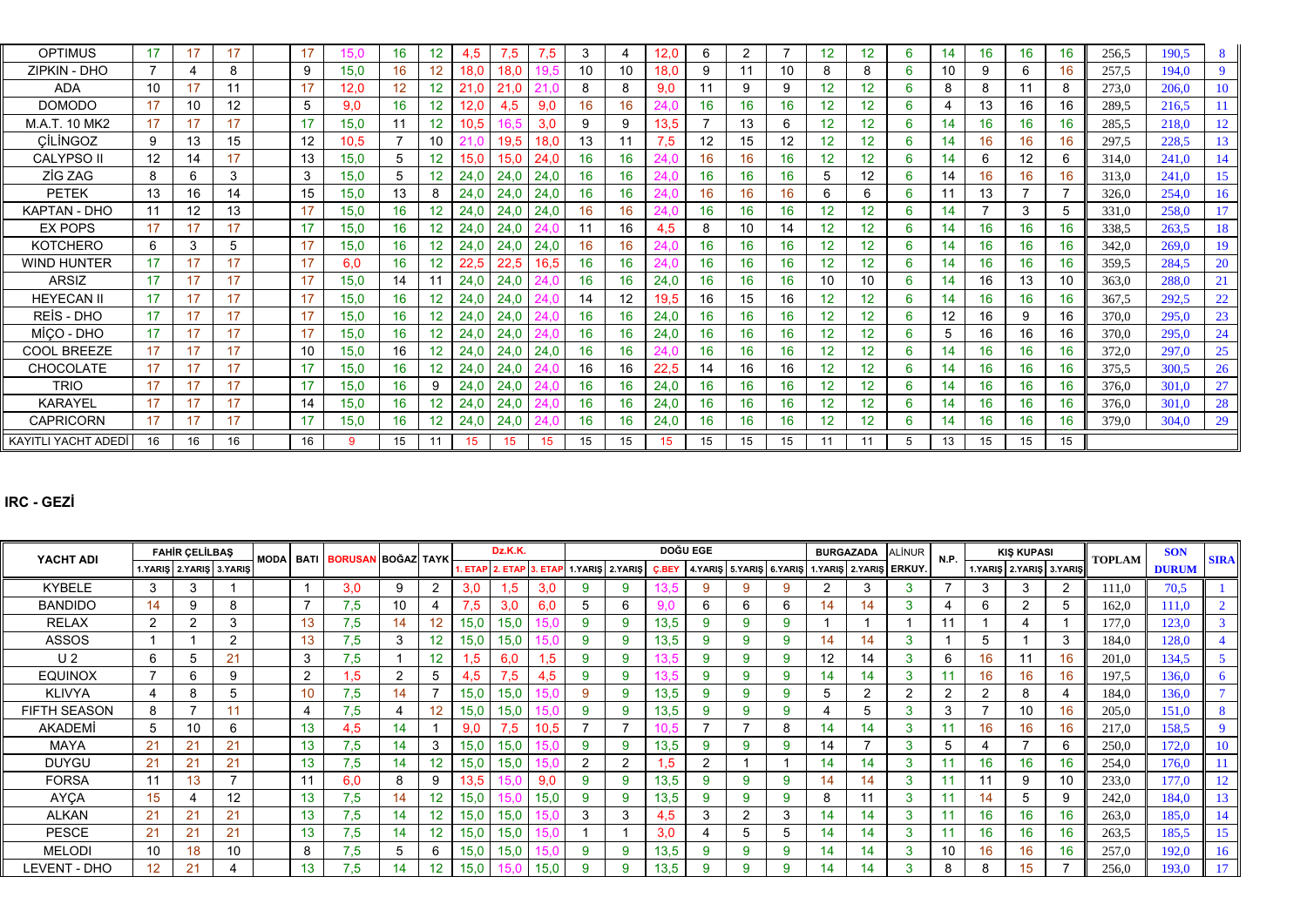| YACHT ADI | FAHİR ÇELİLBAŞ | | | MODA | BATI | BORUSAN | BOĞAZ | TAYK | Dz.K.K. | | | DOĞU EGE | | | | | | BURGAZADA | | ALİNUR | N.P. | KIŞ KUPASI | | | TOPLAM | SON DURUM | SIRA |
|---|---|---|---|---|---|---|---|---|---|---|---|---|---|---|---|---|---|---|---|---|---|---|---|---|---|---|---|
| | 1.YARIŞ | 2.YARIŞ | 3.YARIŞ | | | | | | 1. ETAP | 2. ETAP | 3. ETAP | 1.YARIŞ | 2.YARIŞ | Ç.BEY | 4.YARIŞ | 5.YARIŞ | 6.YARIŞ | 1.YARIŞ | 2.YARIŞ | ERKUY. | | 1.YARIŞ | 2.YARIŞ | 3.YARIŞ | | | |
| OPTIMUS | 17 | 17 | 17 | | 17 | 15,0 | 16 | 12 | 4,5 | 7,5 | 7,5 | 3 | 4 | 12,0 | 6 | 2 | 7 | 12 | 12 | 6 | 14 | 16 | 16 | 16 | 256,5 | 190,5 | 8 |
| ZIPKIN - DHO | 7 | 4 | 8 | | 9 | 15,0 | 16 | 12 | 18,0 | 18,0 | 19,5 | 10 | 10 | 18,0 | 9 | 11 | 10 | 8 | 8 | 6 | 10 | 9 | 6 | 16 | 257,5 | 194,0 | 9 |
| ADA | 10 | 17 | 11 | | 17 | 12,0 | 12 | 12 | 21,0 | 21,0 | 21,0 | 8 | 8 | 9,0 | 11 | 9 | 9 | 12 | 12 | 6 | 8 | 8 | 11 | 8 | 273,0 | 206,0 | 10 |
| DOMODO | 17 | 10 | 12 | | 5 | 9,0 | 16 | 12 | 12,0 | 4,5 | 9,0 | 16 | 16 | 24,0 | 16 | 16 | 16 | 12 | 12 | 6 | 4 | 13 | 16 | 16 | 289,5 | 216,5 | 11 |
| M.A.T. 10 MK2 | 17 | 17 | 17 | | 17 | 15,0 | 11 | 12 | 10,5 | 16,5 | 3,0 | 9 | 9 | 13,5 | 7 | 13 | 6 | 12 | 12 | 6 | 14 | 16 | 16 | 16 | 285,5 | 218,0 | 12 |
| ÇİLİNGOZ | 9 | 13 | 15 | | 12 | 10,5 | 7 | 10 | 21,0 | 19,5 | 18,0 | 13 | 11 | 7,5 | 12 | 15 | 12 | 12 | 12 | 6 | 14 | 16 | 16 | 16 | 297,5 | 228,5 | 13 |
| CALYPSO II | 12 | 14 | 17 | | 13 | 15,0 | 5 | 12 | 15,0 | 15,0 | 24,0 | 16 | 16 | 24,0 | 16 | 16 | 16 | 12 | 12 | 6 | 14 | 6 | 12 | 6 | 314,0 | 241,0 | 14 |
| ZİG ZAG | 8 | 6 | 3 | | 3 | 15,0 | 5 | 12 | 24,0 | 24,0 | 24,0 | 16 | 16 | 24,0 | 16 | 16 | 16 | 5 | 12 | 6 | 14 | 16 | 16 | 16 | 313,0 | 241,0 | 15 |
| PETEK | 13 | 16 | 14 | | 15 | 15,0 | 13 | 8 | 24,0 | 24,0 | 24,0 | 16 | 16 | 24,0 | 16 | 16 | 16 | 6 | 6 | 6 | 11 | 13 | 7 | 7 | 326,0 | 254,0 | 16 |
| KAPTAN - DHO | 11 | 12 | 13 | | 17 | 15,0 | 16 | 12 | 24,0 | 24,0 | 24,0 | 16 | 16 | 24,0 | 16 | 16 | 16 | 12 | 12 | 6 | 14 | 7 | 3 | 5 | 331,0 | 258,0 | 17 |
| EX POPS | 17 | 17 | 17 | | 17 | 15,0 | 16 | 12 | 24,0 | 24,0 | 24,0 | 11 | 16 | 4,5 | 8 | 10 | 14 | 12 | 12 | 6 | 14 | 16 | 16 | 16 | 338,5 | 263,5 | 18 |
| KOTCHERO | 6 | 3 | 5 | | 17 | 15,0 | 16 | 12 | 24,0 | 24,0 | 24,0 | 16 | 16 | 24,0 | 16 | 16 | 16 | 12 | 12 | 6 | 14 | 16 | 16 | 16 | 342,0 | 269,0 | 19 |
| WIND HUNTER | 17 | 17 | 17 | | 17 | 6,0 | 16 | 12 | 22,5 | 22,5 | 16,5 | 16 | 16 | 24,0 | 16 | 16 | 16 | 12 | 12 | 6 | 14 | 16 | 16 | 16 | 359,5 | 284,5 | 20 |
| ARSIZ | 17 | 17 | 17 | | 17 | 15,0 | 14 | 11 | 24,0 | 24,0 | 24,0 | 16 | 16 | 24,0 | 16 | 16 | 16 | 10 | 10 | 6 | 14 | 16 | 13 | 10 | 363,0 | 288,0 | 21 |
| HEYECAN II | 17 | 17 | 17 | | 17 | 15,0 | 16 | 12 | 24,0 | 24,0 | 24,0 | 14 | 12 | 19,5 | 16 | 15 | 16 | 12 | 12 | 6 | 14 | 16 | 16 | 16 | 367,5 | 292,5 | 22 |
| REİS - DHO | 17 | 17 | 17 | | 17 | 15,0 | 16 | 12 | 24,0 | 24,0 | 24,0 | 16 | 16 | 24,0 | 16 | 16 | 16 | 12 | 12 | 6 | 12 | 16 | 9 | 16 | 370,0 | 295,0 | 23 |
| MİÇO - DHO | 17 | 17 | 17 | | 17 | 15,0 | 16 | 12 | 24,0 | 24,0 | 24,0 | 16 | 16 | 24,0 | 16 | 16 | 16 | 12 | 12 | 6 | 5 | 16 | 16 | 16 | 370,0 | 295,0 | 24 |
| COOL BREEZE | 17 | 17 | 17 | | 10 | 15,0 | 16 | 12 | 24,0 | 24,0 | 24,0 | 16 | 16 | 24,0 | 16 | 16 | 16 | 12 | 12 | 6 | 14 | 16 | 16 | 16 | 372,0 | 297,0 | 25 |
| CHOCOLATE | 17 | 17 | 17 | | 17 | 15,0 | 16 | 12 | 24,0 | 24,0 | 24,0 | 16 | 16 | 22,5 | 14 | 16 | 16 | 12 | 12 | 6 | 14 | 16 | 16 | 16 | 375,5 | 300,5 | 26 |
| TRIO | 17 | 17 | 17 | | 17 | 15,0 | 16 | 9 | 24,0 | 24,0 | 24,0 | 16 | 16 | 24,0 | 16 | 16 | 16 | 12 | 12 | 6 | 14 | 16 | 16 | 16 | 376,0 | 301,0 | 27 |
| KARAYEL | 17 | 17 | 17 | | 14 | 15,0 | 16 | 12 | 24,0 | 24,0 | 24,0 | 16 | 16 | 24,0 | 16 | 16 | 16 | 12 | 12 | 6 | 14 | 16 | 16 | 16 | 376,0 | 301,0 | 28 |
| CAPRICORN | 17 | 17 | 17 | | 17 | 15,0 | 16 | 12 | 24,0 | 24,0 | 24,0 | 16 | 16 | 24,0 | 16 | 16 | 16 | 12 | 12 | 6 | 14 | 16 | 16 | 16 | 379,0 | 304,0 | 29 |
| KAYITLI YACHT ADEDİ | 16 | 16 | 16 | | 16 | 9 | 15 | 11 | 15 | 15 | 15 | 15 | 15 | 15 | 15 | 15 | 15 | 11 | 11 | 5 | 13 | 15 | 15 | 15 | | | |

## IRC - GEZİ

| YACHT ADI | FAHİR ÇELİLBAŞ | | | MODA | BATI | BORUSAN | BOĞAZ | TAYK | Dz.K.K. | | | DOĞU EGE | | | | | | BURGAZADA | | ALİNUR | N.P. | KIŞ KUPASI | | | TOPLAM | SON DURUM | SIRA |
|---|---|---|---|---|---|---|---|---|---|---|---|---|---|---|---|---|---|---|---|---|---|---|---|---|---|---|---|
| | 1.YARIŞ | 2.YARIŞ | 3.YARIŞ | | | | | | 1. ETAP | 2. ETAP | 3. ETAP | 1.YARIŞ | 2.YARIŞ | Ç.BEY | 4.YARIŞ | 5.YARIŞ | 6.YARIŞ | 1.YARIŞ | 2.YARIŞ | ERKUY. | | 1.YARIŞ | 2.YARIŞ | 3.YARIŞ | | | |
| KYBELE | 3 | 3 | 1 | | 1 | 3,0 | 9 | 2 | 3,0 | 1,5 | 3,0 | 9 | 9 | 13,5 | 9 | 9 | 9 | 2 | 3 | 3 | 7 | 3 | 3 | 2 | 111,0 | 70,5 | 1 |
| BANDIDO | 14 | 9 | 8 | | 7 | 7,5 | 10 | 4 | 7,5 | 3,0 | 6,0 | 5 | 6 | 9,0 | 6 | 6 | 6 | 14 | 14 | 3 | 4 | 6 | 2 | 5 | 162,0 | 111,0 | 2 |
| RELAX | 2 | 2 | 3 | | 13 | 7,5 | 14 | 12 | 15,0 | 15,0 | 15,0 | 9 | 9 | 13,5 | 9 | 9 | 9 | 1 | 1 | 1 | 11 | 1 | 4 | 1 | 177,0 | 123,0 | 3 |
| ASSOS | 1 | 1 | 2 | | 13 | 7,5 | 3 | 12 | 15,0 | 15,0 | 15,0 | 9 | 9 | 13,5 | 9 | 9 | 9 | 14 | 14 | 3 | 1 | 5 | 1 | 3 | 184,0 | 128,0 | 4 |
| U 2 | 6 | 5 | 21 | | 3 | 7,5 | 1 | 12 | 1,5 | 6,0 | 1,5 | 9 | 9 | 13,5 | 9 | 9 | 9 | 12 | 14 | 3 | 6 | 16 | 11 | 16 | 201,0 | 134,5 | 5 |
| EQUINOX | 7 | 6 | 9 | | 2 | 1,5 | 2 | 5 | 4,5 | 7,5 | 4,5 | 9 | 9 | 13,5 | 9 | 9 | 9 | 14 | 14 | 3 | 11 | 16 | 16 | 16 | 197,5 | 136,0 | 6 |
| KLIVYA | 4 | 8 | 5 | | 10 | 7,5 | 14 | 7 | 15,0 | 15,0 | 15,0 | 9 | 9 | 13,5 | 9 | 9 | 9 | 5 | 2 | 2 | 2 | 2 | 8 | 4 | 184,0 | 136,0 | 7 |
| FIFTH SEASON | 8 | 7 | 11 | | 4 | 7,5 | 4 | 12 | 15,0 | 15,0 | 15,0 | 9 | 9 | 13,5 | 9 | 9 | 9 | 4 | 5 | 3 | 3 | 7 | 10 | 16 | 205,0 | 151,0 | 8 |
| AKADEMİ | 5 | 10 | 6 | | 13 | 4,5 | 14 | 1 | 9,0 | 7,5 | 10,5 | 7 | 7 | 10,5 | 7 | 7 | 8 | 14 | 14 | 3 | 11 | 16 | 16 | 16 | 217,0 | 158,5 | 9 |
| MAYA | 21 | 21 | 21 | | 13 | 7,5 | 14 | 3 | 15,0 | 15,0 | 15,0 | 9 | 9 | 13,5 | 9 | 9 | 9 | 14 | 7 | 3 | 5 | 4 | 7 | 6 | 250,0 | 172,0 | 10 |
| DUYGU | 21 | 21 | 21 | | 13 | 7,5 | 14 | 12 | 15,0 | 15,0 | 15,0 | 2 | 2 | 1,5 | 2 | 1 | 1 | 14 | 14 | 3 | 11 | 16 | 16 | 16 | 254,0 | 176,0 | 11 |
| FORSA | 11 | 13 | 7 | | 11 | 6,0 | 8 | 9 | 13,5 | 15,0 | 9,0 | 9 | 9 | 13,5 | 9 | 9 | 9 | 14 | 14 | 3 | 11 | 11 | 9 | 10 | 233,0 | 177,0 | 12 |
| AYÇA | 15 | 4 | 12 | | 13 | 7,5 | 14 | 12 | 15,0 | 15,0 | 15,0 | 9 | 9 | 13,5 | 9 | 9 | 9 | 8 | 11 | 3 | 11 | 14 | 5 | 9 | 242,0 | 184,0 | 13 |
| ALKAN | 21 | 21 | 21 | | 13 | 7,5 | 14 | 12 | 15,0 | 15,0 | 15,0 | 3 | 3 | 4,5 | 3 | 2 | 3 | 14 | 14 | 3 | 11 | 16 | 16 | 16 | 263,0 | 185,0 | 14 |
| PESCE | 21 | 21 | 21 | | 13 | 7,5 | 14 | 12 | 15,0 | 15,0 | 15,0 | 1 | 1 | 3,0 | 4 | 5 | 5 | 14 | 14 | 3 | 11 | 16 | 16 | 16 | 263,5 | 185,5 | 15 |
| MELODI | 10 | 18 | 10 | | 8 | 7,5 | 5 | 6 | 15,0 | 15,0 | 15,0 | 9 | 9 | 13,5 | 9 | 9 | 9 | 14 | 14 | 3 | 10 | 16 | 16 | 16 | 257,0 | 192,0 | 16 |
| LEVENT - DHO | 12 | 21 | 4 | | 13 | 7,5 | 14 | 12 | 15,0 | 15,0 | 15,0 | 9 | 9 | 13,5 | 9 | 9 | 9 | 14 | 14 | 3 | 8 | 8 | 15 | 7 | 256,0 | 193,0 | 17 |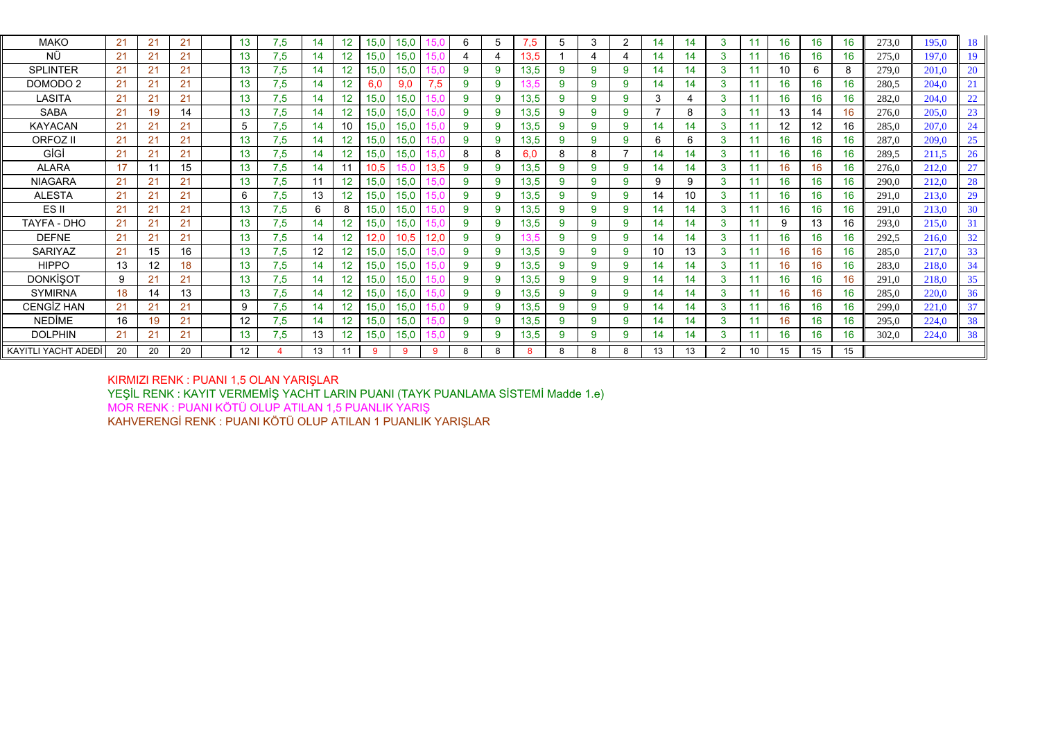| | | | | | | | | | | | | | | | | | | | | | | | | | | | | | | |
|---|---|---|---|---|---|---|---|---|---|---|---|---|---|---|---|---|---|---|---|---|---|---|---|---|---|---|---|---|---|---|
| MAKO | 21 | 21 | 21 | | 13 | 7,5 | 14 | 12 | 15,0 | 15,0 | 15,0 | 6 | 5 | 7,5 | 5 | 3 | 2 | 14 | 14 | 3 | 11 | 16 | 16 | 16 | 273,0 | 195,0 | 18 |
| NÜ | 21 | 21 | 21 | | 13 | 7,5 | 14 | 12 | 15,0 | 15,0 | 15,0 | 4 | 4 | 13,5 | 1 | 4 | 4 | 14 | 14 | 3 | 11 | 16 | 16 | 16 | 275,0 | 197,0 | 19 |
| SPLINTER | 21 | 21 | 21 | | 13 | 7,5 | 14 | 12 | 15,0 | 15,0 | 15,0 | 9 | 9 | 13,5 | 9 | 9 | 9 | 14 | 14 | 3 | 11 | 10 | 6 | 8 | 279,0 | 201,0 | 20 |
| DOMODO 2 | 21 | 21 | 21 | | 13 | 7,5 | 14 | 12 | 6,0 | 9,0 | 7,5 | 9 | 9 | 13,5 | 9 | 9 | 9 | 14 | 14 | 3 | 11 | 16 | 16 | 16 | 280,5 | 204,0 | 21 |
| LASITA | 21 | 21 | 21 | | 13 | 7,5 | 14 | 12 | 15,0 | 15,0 | 15,0 | 9 | 9 | 13,5 | 9 | 9 | 9 | 3 | 4 | 3 | 11 | 16 | 16 | 16 | 282,0 | 204,0 | 22 |
| SABA | 21 | 19 | 14 | | 13 | 7,5 | 14 | 12 | 15,0 | 15,0 | 15,0 | 9 | 9 | 13,5 | 9 | 9 | 9 | 7 | 8 | 3 | 11 | 13 | 14 | 16 | 276,0 | 205,0 | 23 |
| KAYACAN | 21 | 21 | 21 | | 5 | 7,5 | 14 | 10 | 15,0 | 15,0 | 15,0 | 9 | 9 | 13,5 | 9 | 9 | 9 | 14 | 14 | 3 | 11 | 12 | 12 | 16 | 285,0 | 207,0 | 24 |
| ORFOZ II | 21 | 21 | 21 | | 13 | 7,5 | 14 | 12 | 15,0 | 15,0 | 15,0 | 9 | 9 | 13,5 | 9 | 9 | 9 | 6 | 6 | 3 | 11 | 16 | 16 | 16 | 287,0 | 209,0 | 25 |
| GİGİ | 21 | 21 | 21 | | 13 | 7,5 | 14 | 12 | 15,0 | 15,0 | 15,0 | 8 | 8 | 6,0 | 8 | 8 | 7 | 14 | 14 | 3 | 11 | 16 | 16 | 16 | 289,5 | 211,5 | 26 |
| ALARA | 17 | 11 | 15 | | 13 | 7,5 | 14 | 11 | 10,5 | 15,0 | 13,5 | 9 | 9 | 13,5 | 9 | 9 | 9 | 14 | 14 | 3 | 11 | 16 | 16 | 16 | 276,0 | 212,0 | 27 |
| NIAGARA | 21 | 21 | 21 | | 13 | 7,5 | 11 | 12 | 15,0 | 15,0 | 15,0 | 9 | 9 | 13,5 | 9 | 9 | 9 | 9 | 9 | 3 | 11 | 16 | 16 | 16 | 290,0 | 212,0 | 28 |
| ALESTA | 21 | 21 | 21 | | 6 | 7,5 | 13 | 12 | 15,0 | 15,0 | 15,0 | 9 | 9 | 13,5 | 9 | 9 | 9 | 14 | 10 | 3 | 11 | 16 | 16 | 16 | 291,0 | 213,0 | 29 |
| ES II | 21 | 21 | 21 | | 13 | 7,5 | 6 | 8 | 15,0 | 15,0 | 15,0 | 9 | 9 | 13,5 | 9 | 9 | 9 | 14 | 14 | 3 | 11 | 16 | 16 | 16 | 291,0 | 213,0 | 30 |
| TAYFA - DHO | 21 | 21 | 21 | | 13 | 7,5 | 14 | 12 | 15,0 | 15,0 | 15,0 | 9 | 9 | 13,5 | 9 | 9 | 9 | 14 | 14 | 3 | 11 | 9 | 13 | 16 | 293,0 | 215,0 | 31 |
| DEFNE | 21 | 21 | 21 | | 13 | 7,5 | 14 | 12 | 12,0 | 10,5 | 12,0 | 9 | 9 | 13,5 | 9 | 9 | 9 | 14 | 14 | 3 | 11 | 16 | 16 | 16 | 292,5 | 216,0 | 32 |
| SARIYAZ | 21 | 15 | 16 | | 13 | 7,5 | 12 | 12 | 15,0 | 15,0 | 15,0 | 9 | 9 | 13,5 | 9 | 9 | 9 | 10 | 13 | 3 | 11 | 16 | 16 | 16 | 285,0 | 217,0 | 33 |
| HIPPO | 13 | 12 | 18 | | 13 | 7,5 | 14 | 12 | 15,0 | 15,0 | 15,0 | 9 | 9 | 13,5 | 9 | 9 | 9 | 14 | 14 | 3 | 11 | 16 | 16 | 16 | 283,0 | 218,0 | 34 |
| DONKİŞOT | 9 | 21 | 21 | | 13 | 7,5 | 14 | 12 | 15,0 | 15,0 | 15,0 | 9 | 9 | 13,5 | 9 | 9 | 9 | 14 | 14 | 3 | 11 | 16 | 16 | 16 | 291,0 | 218,0 | 35 |
| SYMIRNA | 18 | 14 | 13 | | 13 | 7,5 | 14 | 12 | 15,0 | 15,0 | 15,0 | 9 | 9 | 13,5 | 9 | 9 | 9 | 14 | 14 | 3 | 11 | 16 | 16 | 16 | 285,0 | 220,0 | 36 |
| CENGİZ HAN | 21 | 21 | 21 | | 9 | 7,5 | 14 | 12 | 15,0 | 15,0 | 15,0 | 9 | 9 | 13,5 | 9 | 9 | 9 | 14 | 14 | 3 | 11 | 16 | 16 | 16 | 299,0 | 221,0 | 37 |
| NEDİME | 16 | 19 | 21 | | 12 | 7,5 | 14 | 12 | 15,0 | 15,0 | 15,0 | 9 | 9 | 13,5 | 9 | 9 | 9 | 14 | 14 | 3 | 11 | 16 | 16 | 16 | 295,0 | 224,0 | 38 |
| DOLPHIN | 21 | 21 | 21 | | 13 | 7,5 | 13 | 12 | 15,0 | 15,0 | 15,0 | 9 | 9 | 13,5 | 9 | 9 | 9 | 14 | 14 | 3 | 11 | 16 | 16 | 16 | 302,0 | 224,0 | 38 |
| KAYITLI YACHT ADEDİ | 20 | 20 | 20 | | 12 | 4 | 13 | 11 | 9 | 9 | 9 | 8 | 8 | 8 | 8 | 8 | 8 | 13 | 13 | 2 | 10 | 15 | 15 | 15 | | | |

KIRMIZI RENK : PUANI 1,5 OLAN YARIŞLAR
YEŞİL RENK : KAYIT VERMEMİŞ YACHT LARIN PUANI (TAYK PUANLAMA SİSTEMİ Madde 1.e)
MOR RENK : PUANI KÖTÜ OLUP ATILAN 1,5 PUANLIK YARIŞ
KAHVERENGİ RENK : PUANI KÖTÜ OLUP ATILAN 1 PUANLIK YARIŞLAR